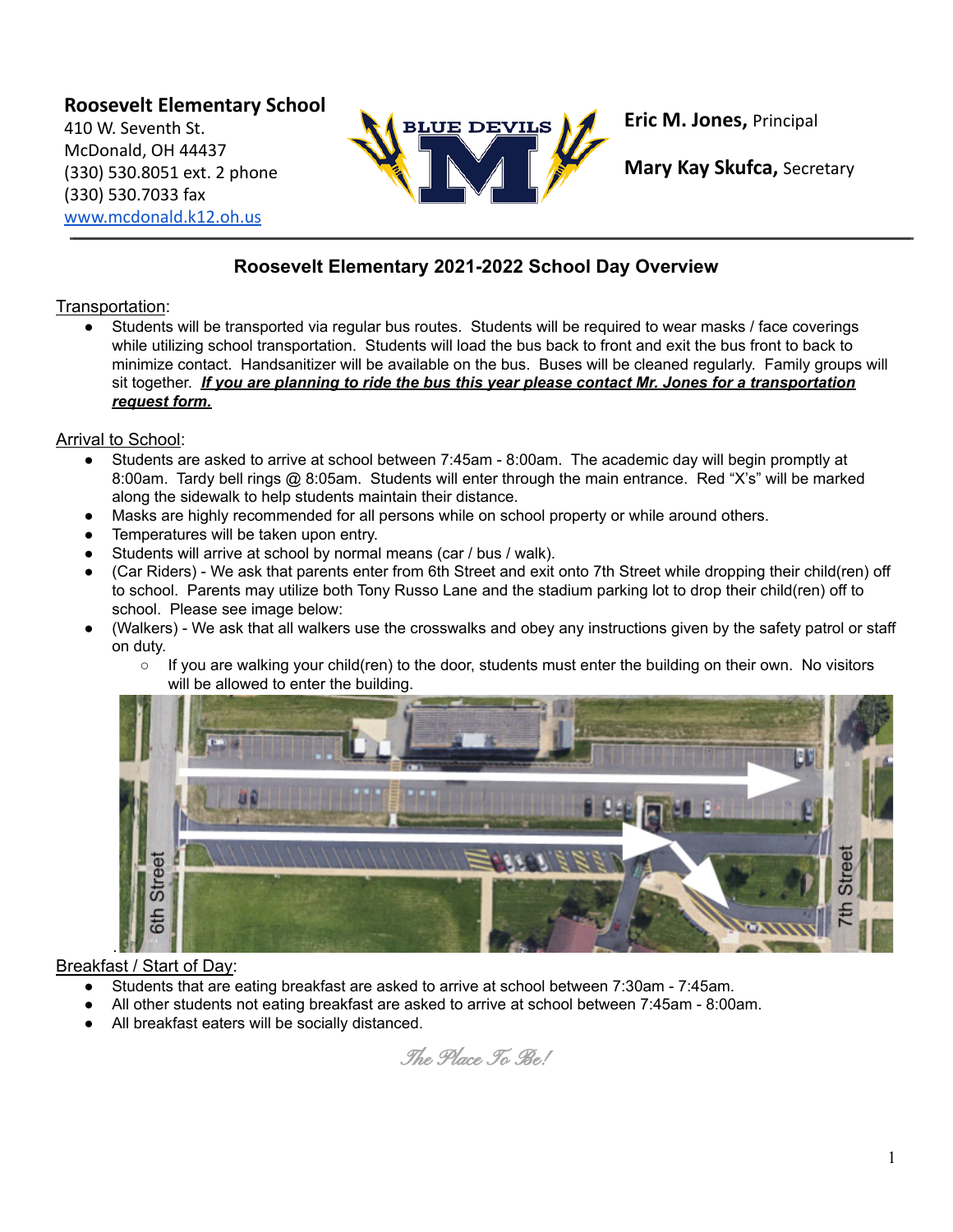**Roosevelt Elementary School**
410 W. Seventh St.
McDonald, OH 44437
(330) 530.8051 ext. 2 phone
(330) 530.7033 fax
www.mcdonald.k12.oh.us

**Eric M. Jones,** Principal

**Mary Kay Skufca,** Secretary

## Roosevelt Elementary 2021-2022 School Day Overview

Transportation:

- Students will be transported via regular bus routes. Students will be required to wear masks / face coverings while utilizing school transportation. Students will load the bus back to front and exit the bus front to back to minimize contact. Handsanitizer will be available on the bus. Buses will be cleaned regularly. Family groups will sit together. ***If you are planning to ride the bus this year please contact Mr. Jones for a transportation request form.***

Arrival to School:

- Students are asked to arrive at school between 7:45am - 8:00am. The academic day will begin promptly at 8:00am. Tardy bell rings @ 8:05am. Students will enter through the main entrance. Red "X's" will be marked along the sidewalk to help students maintain their distance.
- Masks are highly recommended for all persons while on school property or while around others.
- Temperatures will be taken upon entry.
- Students will arrive at school by normal means (car / bus / walk).
- (Car Riders) - We ask that parents enter from 6th Street and exit onto 7th Street while dropping their child(ren) off to school. Parents may utilize both Tony Russo Lane and the stadium parking lot to drop their child(ren) off to school. Please see image below:
- (Walkers) - We ask that all walkers use the crosswalks and obey any instructions given by the safety patrol or staff on duty.
  - If you are walking your child(ren) to the door, students must enter the building on their own. No visitors will be allowed to enter the building.

Breakfast / Start of Day:

- Students that are eating breakfast are asked to arrive at school between 7:30am - 7:45am.
- All other students not eating breakfast are asked to arrive at school between 7:45am - 8:00am.
- All breakfast eaters will be socially distanced.

*The Place To Be!*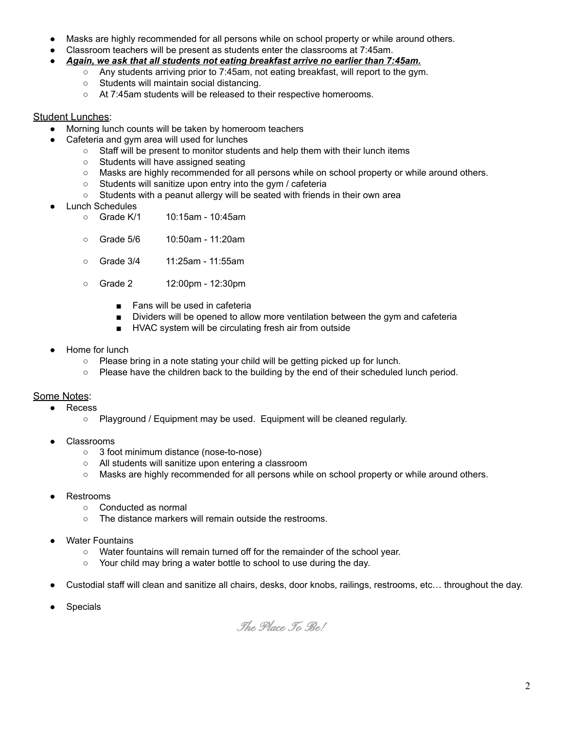- Masks are highly recommended for all persons while on school property or while around others.
- Classroom teachers will be present as students enter the classrooms at 7:45am.
- ***<u>Again, we ask that all students not eating breakfast arrive no earlier than 7:45am.</u>***
  - Any students arriving prior to 7:45am, not eating breakfast, will report to the gym.
  - Students will maintain social distancing.
  - At 7:45am students will be released to their respective homerooms.

<u>Student Lunches</u>:

- Morning lunch counts will be taken by homeroom teachers
- Cafeteria and gym area will used for lunches
  - Staff will be present to monitor students and help them with their lunch items
  - Students will have assigned seating
  - Masks are highly recommended for all persons while on school property or while around others.
  - Students will sanitize upon entry into the gym / cafeteria
  - Students with a peanut allergy will be seated with friends in their own area
- Lunch Schedules
  - Grade K/1 10:15am - 10:45am
  - Grade 5/6 10:50am - 11:20am
  - Grade 3/4 11:25am - 11:55am
  - Grade 2 12:00pm - 12:30pm
    - Fans will be used in cafeteria
    - Dividers will be opened to allow more ventilation between the gym and cafeteria
    - HVAC system will be circulating fresh air from outside
- Home for lunch
  - Please bring in a note stating your child will be getting picked up for lunch.
  - Please have the children back to the building by the end of their scheduled lunch period.

<u>Some Notes</u>:

- Recess
  - Playground / Equipment may be used. Equipment will be cleaned regularly.
- Classrooms
  - 3 foot minimum distance (nose-to-nose)
  - All students will sanitize upon entering a classroom
  - Masks are highly recommended for all persons while on school property or while around others.
- Restrooms
  - Conducted as normal
  - The distance markers will remain outside the restrooms.
- Water Fountains
  - Water fountains will remain turned off for the remainder of the school year.
  - Your child may bring a water bottle to school to use during the day.
- Custodial staff will clean and sanitize all chairs, desks, door knobs, railings, restrooms, etc… throughout the day.
- Specials

*The Place To Be!*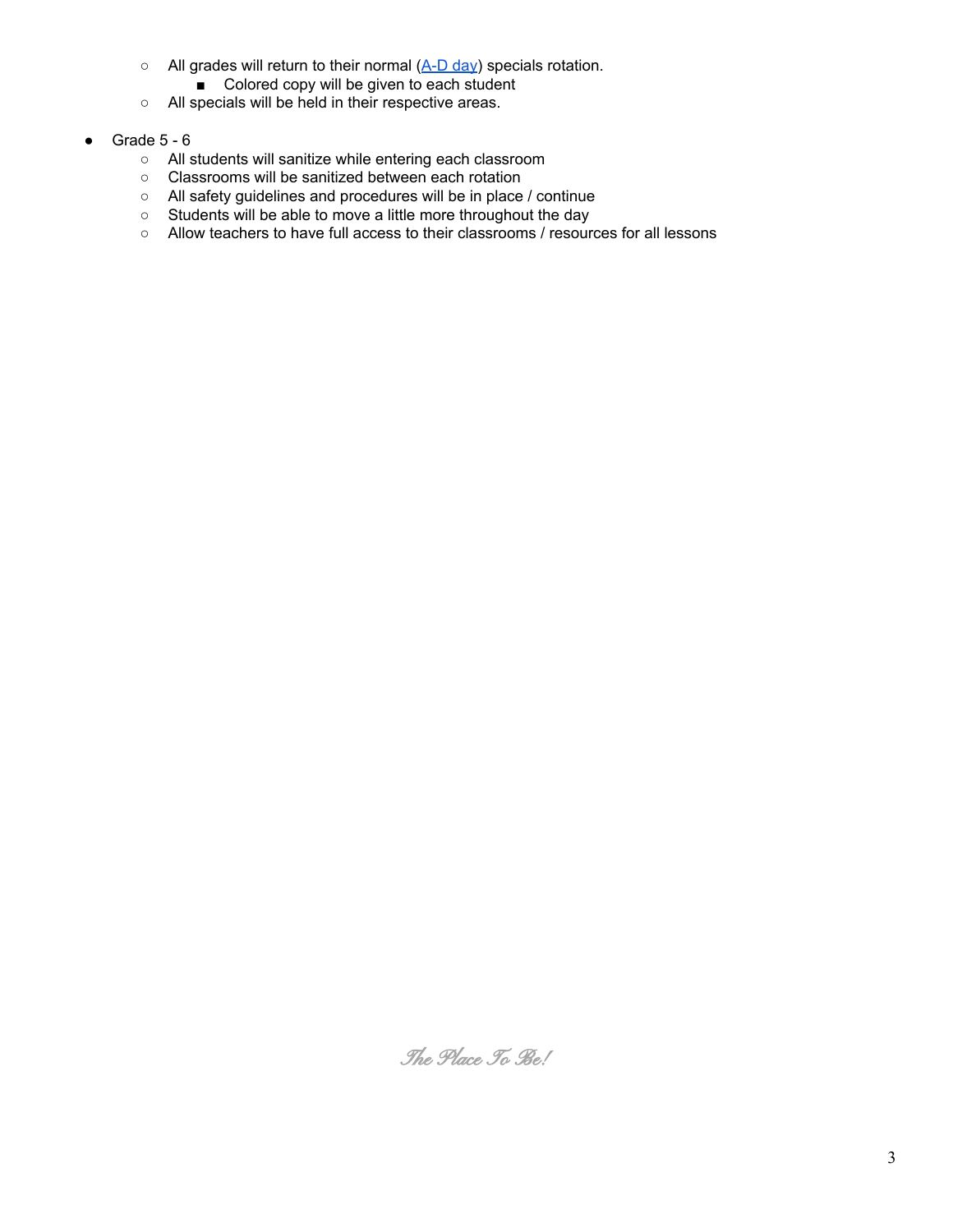- All grades will return to their normal (A-D day) specials rotation.
    - Colored copy will be given to each student
  - All specials will be held in their respective areas.

- Grade 5 - 6
  - All students will sanitize while entering each classroom
  - Classrooms will be sanitized between each rotation
  - All safety guidelines and procedures will be in place / continue
  - Students will be able to move a little more throughout the day
  - Allow teachers to have full access to their classrooms / resources for all lessons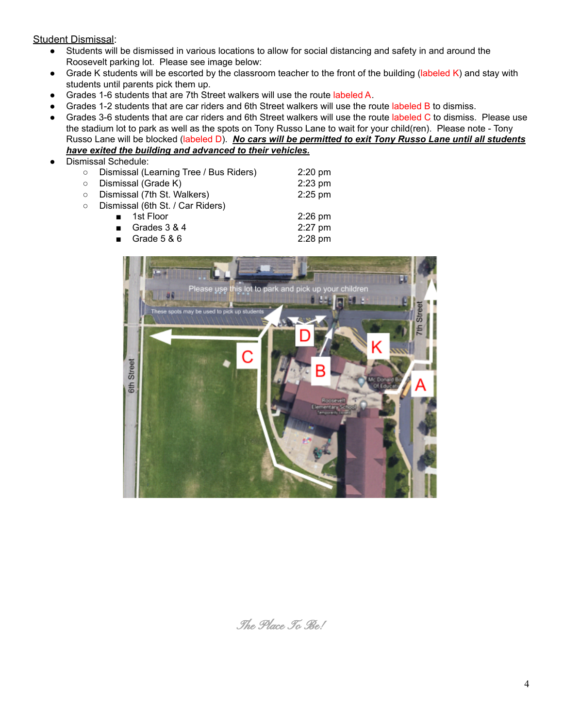Student Dismissal:

- Students will be dismissed in various locations to allow for social distancing and safety in and around the Roosevelt parking lot. Please see image below:
- Grade K students will be escorted by the classroom teacher to the front of the building (labeled K) and stay with students until parents pick them up.
- Grades 1-6 students that are 7th Street walkers will use the route labeled A.
- Grades 1-2 students that are car riders and 6th Street walkers will use the route labeled B to dismiss.
- Grades 3-6 students that are car riders and 6th Street walkers will use the route labeled C to dismiss. Please use the stadium lot to park as well as the spots on Tony Russo Lane to wait for your child(ren). Please note - Tony Russo Lane will be blocked (labeled D). ***No cars will be permitted to exit Tony Russo Lane until all students have exited the building and advanced to their vehicles.***
- Dismissal Schedule:
  - Dismissal (Learning Tree / Bus Riders) 2:20 pm
  - Dismissal (Grade K) 2:23 pm
  - Dismissal (7th St. Walkers) 2:25 pm
  - Dismissal (6th St. / Car Riders)
    - 1st Floor 2:26 pm
    - Grades 3 & 4 2:27 pm
    - Grade 5 & 6 2:28 pm

Please use this lot to park and pick up your children

These spots may be used to pick up students

7th Street

6th Street

D

C

B

K

A

*The Place To Be!*